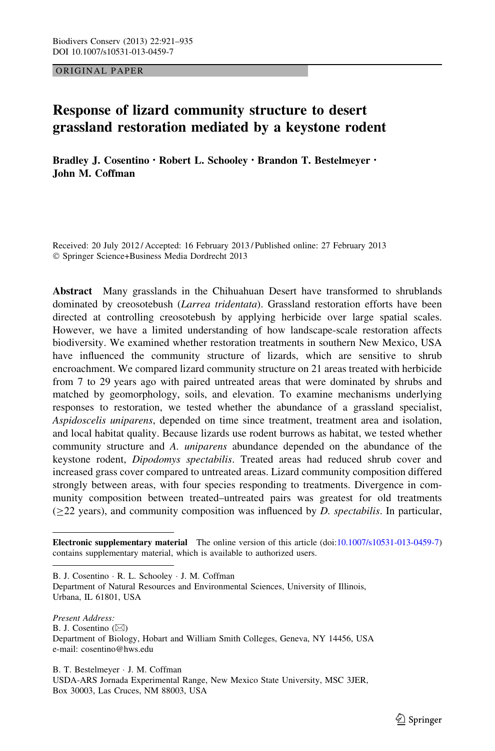ORIGINAL PAPER

# Response of lizard community structure to desert grassland restoration mediated by a keystone rodent

**Bradley J. Cosentino · Robert L. Schooley · Brandon T. Bestelmeyer · John M. Coffman**

Received: 20 July 2012 / Accepted: 16 February 2013 / Published online: 27 February 2013
© Springer Science+Business Media Dordrecht 2013

**Abstract** Many grasslands in the Chihuahuan Desert have transformed to shrublands dominated by creosotebush (*Larrea tridentata*). Grassland restoration efforts have been directed at controlling creosotebush by applying herbicide over large spatial scales. However, we have a limited understanding of how landscape-scale restoration affects biodiversity. We examined whether restoration treatments in southern New Mexico, USA have influenced the community structure of lizards, which are sensitive to shrub encroachment. We compared lizard community structure on 21 areas treated with herbicide from 7 to 29 years ago with paired untreated areas that were dominated by shrubs and matched by geomorphology, soils, and elevation. To examine mechanisms underlying responses to restoration, we tested whether the abundance of a grassland specialist, *Aspidoscelis uniparens*, depended on time since treatment, treatment area and isolation, and local habitat quality. Because lizards use rodent burrows as habitat, we tested whether community structure and *A. uniparens* abundance depended on the abundance of the keystone rodent, *Dipodomys spectabilis*. Treated areas had reduced shrub cover and increased grass cover compared to untreated areas. Lizard community composition differed strongly between areas, with four species responding to treatments. Divergence in community composition between treated–untreated pairs was greatest for old treatments ($\geq$22 years), and community composition was influenced by *D. spectabilis*. In particular,

---

**Electronic supplementary material** The online version of this article (doi:10.1007/s10531-013-0459-7) contains supplementary material, which is available to authorized users.

---

B. J. Cosentino · R. L. Schooley · J. M. Coffman
Department of Natural Resources and Environmental Sciences, University of Illinois, Urbana, IL 61801, USA

*Present Address:*
B. J. Cosentino (✉)
Department of Biology, Hobart and William Smith Colleges, Geneva, NY 14456, USA
e-mail: cosentino@hws.edu

B. T. Bestelmeyer · J. M. Coffman
USDA-ARS Jornada Experimental Range, New Mexico State University, MSC 3JER, Box 30003, Las Cruces, NM 88003, USA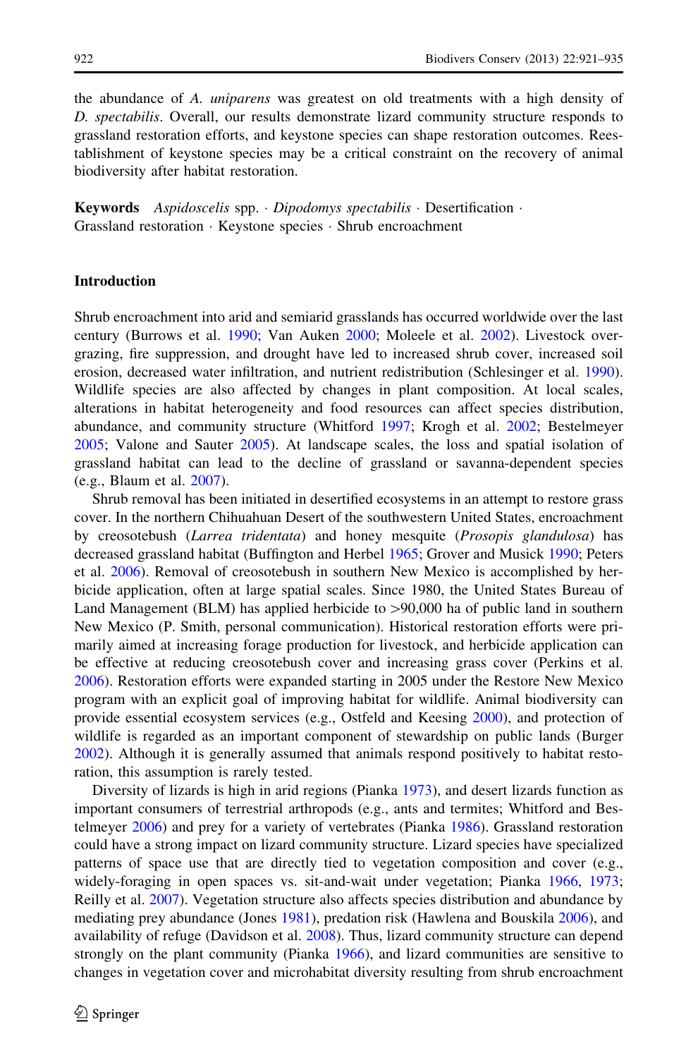the abundance of *A. uniparens* was greatest on old treatments with a high density of *D. spectabilis*. Overall, our results demonstrate lizard community structure responds to grassland restoration efforts, and keystone species can shape restoration outcomes. Reestablishment of keystone species may be a critical constraint on the recovery of animal biodiversity after habitat restoration.

**Keywords** *Aspidoscelis* spp. · *Dipodomys spectabilis* · Desertification · Grassland restoration · Keystone species · Shrub encroachment

## Introduction

Shrub encroachment into arid and semiarid grasslands has occurred worldwide over the last century (Burrows et al. 1990; Van Auken 2000; Moleele et al. 2002). Livestock overgrazing, fire suppression, and drought have led to increased shrub cover, increased soil erosion, decreased water infiltration, and nutrient redistribution (Schlesinger et al. 1990). Wildlife species are also affected by changes in plant composition. At local scales, alterations in habitat heterogeneity and food resources can affect species distribution, abundance, and community structure (Whitford 1997; Krogh et al. 2002; Bestelmeyer 2005; Valone and Sauter 2005). At landscape scales, the loss and spatial isolation of grassland habitat can lead to the decline of grassland or savanna-dependent species (e.g., Blaum et al. 2007).

Shrub removal has been initiated in desertified ecosystems in an attempt to restore grass cover. In the northern Chihuahuan Desert of the southwestern United States, encroachment by creosotebush (*Larrea tridentata*) and honey mesquite (*Prosopis glandulosa*) has decreased grassland habitat (Buffington and Herbel 1965; Grover and Musick 1990; Peters et al. 2006). Removal of creosotebush in southern New Mexico is accomplished by herbicide application, often at large spatial scales. Since 1980, the United States Bureau of Land Management (BLM) has applied herbicide to >90,000 ha of public land in southern New Mexico (P. Smith, personal communication). Historical restoration efforts were primarily aimed at increasing forage production for livestock, and herbicide application can be effective at reducing creosotebush cover and increasing grass cover (Perkins et al. 2006). Restoration efforts were expanded starting in 2005 under the Restore New Mexico program with an explicit goal of improving habitat for wildlife. Animal biodiversity can provide essential ecosystem services (e.g., Ostfeld and Keesing 2000), and protection of wildlife is regarded as an important component of stewardship on public lands (Burger 2002). Although it is generally assumed that animals respond positively to habitat restoration, this assumption is rarely tested.

Diversity of lizards is high in arid regions (Pianka 1973), and desert lizards function as important consumers of terrestrial arthropods (e.g., ants and termites; Whitford and Bestelmeyer 2006) and prey for a variety of vertebrates (Pianka 1986). Grassland restoration could have a strong impact on lizard community structure. Lizard species have specialized patterns of space use that are directly tied to vegetation composition and cover (e.g., widely-foraging in open spaces vs. sit-and-wait under vegetation; Pianka 1966, 1973; Reilly et al. 2007). Vegetation structure also affects species distribution and abundance by mediating prey abundance (Jones 1981), predation risk (Hawlena and Bouskila 2006), and availability of refuge (Davidson et al. 2008). Thus, lizard community structure can depend strongly on the plant community (Pianka 1966), and lizard communities are sensitive to changes in vegetation cover and microhabitat diversity resulting from shrub encroachment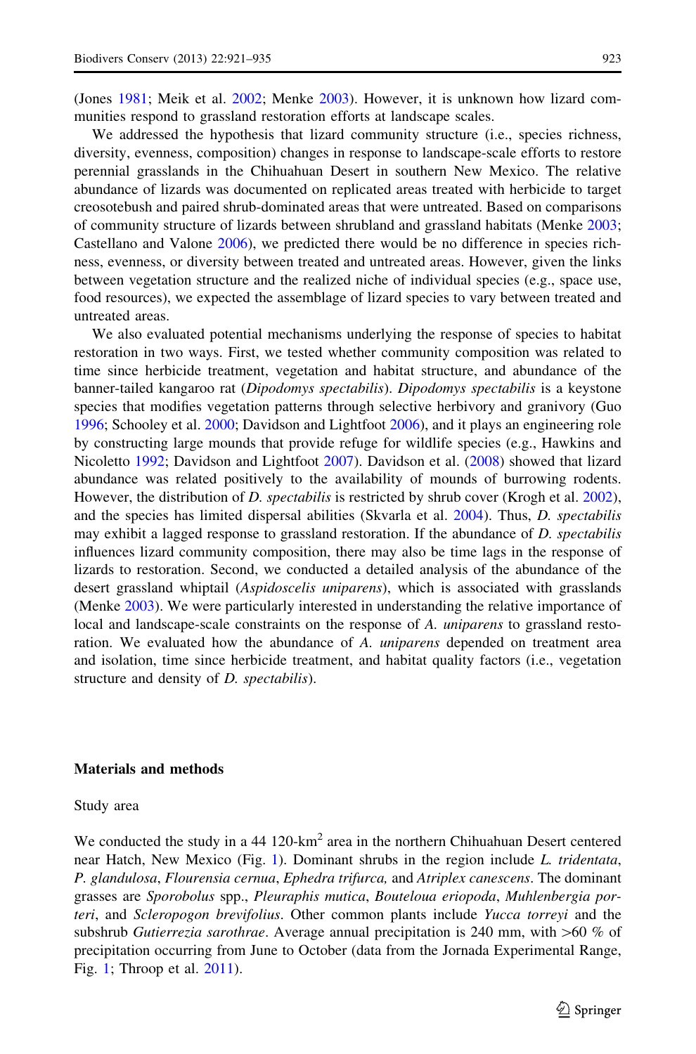(Jones 1981; Meik et al. 2002; Menke 2003). However, it is unknown how lizard communities respond to grassland restoration efforts at landscape scales.

We addressed the hypothesis that lizard community structure (i.e., species richness, diversity, evenness, composition) changes in response to landscape-scale efforts to restore perennial grasslands in the Chihuahuan Desert in southern New Mexico. The relative abundance of lizards was documented on replicated areas treated with herbicide to target creosotebush and paired shrub-dominated areas that were untreated. Based on comparisons of community structure of lizards between shrubland and grassland habitats (Menke 2003; Castellano and Valone 2006), we predicted there would be no difference in species richness, evenness, or diversity between treated and untreated areas. However, given the links between vegetation structure and the realized niche of individual species (e.g., space use, food resources), we expected the assemblage of lizard species to vary between treated and untreated areas.

We also evaluated potential mechanisms underlying the response of species to habitat restoration in two ways. First, we tested whether community composition was related to time since herbicide treatment, vegetation and habitat structure, and abundance of the banner-tailed kangaroo rat (*Dipodomys spectabilis*). *Dipodomys spectabilis* is a keystone species that modifies vegetation patterns through selective herbivory and granivory (Guo 1996; Schooley et al. 2000; Davidson and Lightfoot 2006), and it plays an engineering role by constructing large mounds that provide refuge for wildlife species (e.g., Hawkins and Nicoletto 1992; Davidson and Lightfoot 2007). Davidson et al. (2008) showed that lizard abundance was related positively to the availability of mounds of burrowing rodents. However, the distribution of *D. spectabilis* is restricted by shrub cover (Krogh et al. 2002), and the species has limited dispersal abilities (Skvarla et al. 2004). Thus, *D. spectabilis* may exhibit a lagged response to grassland restoration. If the abundance of *D. spectabilis* influences lizard community composition, there may also be time lags in the response of lizards to restoration. Second, we conducted a detailed analysis of the abundance of the desert grassland whiptail (*Aspidoscelis uniparens*), which is associated with grasslands (Menke 2003). We were particularly interested in understanding the relative importance of local and landscape-scale constraints on the response of *A. uniparens* to grassland restoration. We evaluated how the abundance of *A. uniparens* depended on treatment area and isolation, time since herbicide treatment, and habitat quality factors (i.e., vegetation structure and density of *D. spectabilis*).

## Materials and methods

### Study area

We conducted the study in a 44 120-km$^2$ area in the northern Chihuahuan Desert centered near Hatch, New Mexico (Fig. 1). Dominant shrubs in the region include *L. tridentata*, *P. glandulosa*, *Flourensia cernua*, *Ephedra trifurca,* and *Atriplex canescens*. The dominant grasses are *Sporobolus* spp., *Pleuraphis mutica*, *Bouteloua eriopoda*, *Muhlenbergia porteri*, and *Scleropogon brevifolius*. Other common plants include *Yucca torreyi* and the subshrub *Gutierrezia sarothrae*. Average annual precipitation is 240 mm, with >60 % of precipitation occurring from June to October (data from the Jornada Experimental Range, Fig. 1; Throop et al. 2011).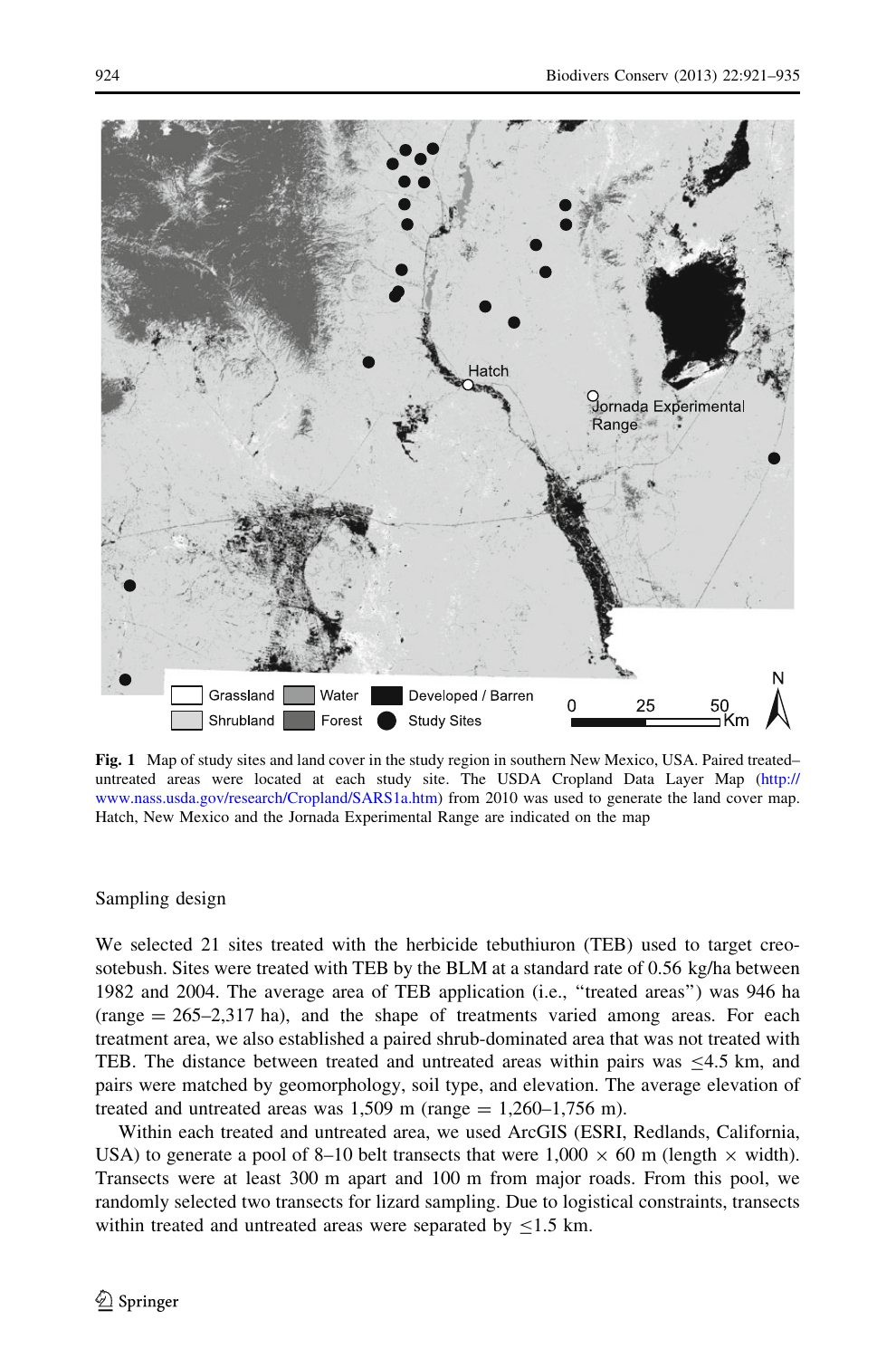Fig. 1 Map of study sites and land cover in the study region in southern New Mexico, USA. Paired treated–untreated areas were located at each study site. The USDA Cropland Data Layer Map (http://www.nass.usda.gov/research/Cropland/SARS1a.htm) from 2010 was used to generate the land cover map. Hatch, New Mexico and the Jornada Experimental Range are indicated on the map

## Sampling design

We selected 21 sites treated with the herbicide tebuthiuron (TEB) used to target creosotebush. Sites were treated with TEB by the BLM at a standard rate of 0.56 kg/ha between 1982 and 2004. The average area of TEB application (i.e., "treated areas") was 946 ha (range = 265–2,317 ha), and the shape of treatments varied among areas. For each treatment area, we also established a paired shrub-dominated area that was not treated with TEB. The distance between treated and untreated areas within pairs was ≤4.5 km, and pairs were matched by geomorphology, soil type, and elevation. The average elevation of treated and untreated areas was 1,509 m (range = 1,260–1,756 m).

Within each treated and untreated area, we used ArcGIS (ESRI, Redlands, California, USA) to generate a pool of 8–10 belt transects that were 1,000 × 60 m (length × width). Transects were at least 300 m apart and 100 m from major roads. From this pool, we randomly selected two transects for lizard sampling. Due to logistical constraints, transects within treated and untreated areas were separated by ≤1.5 km.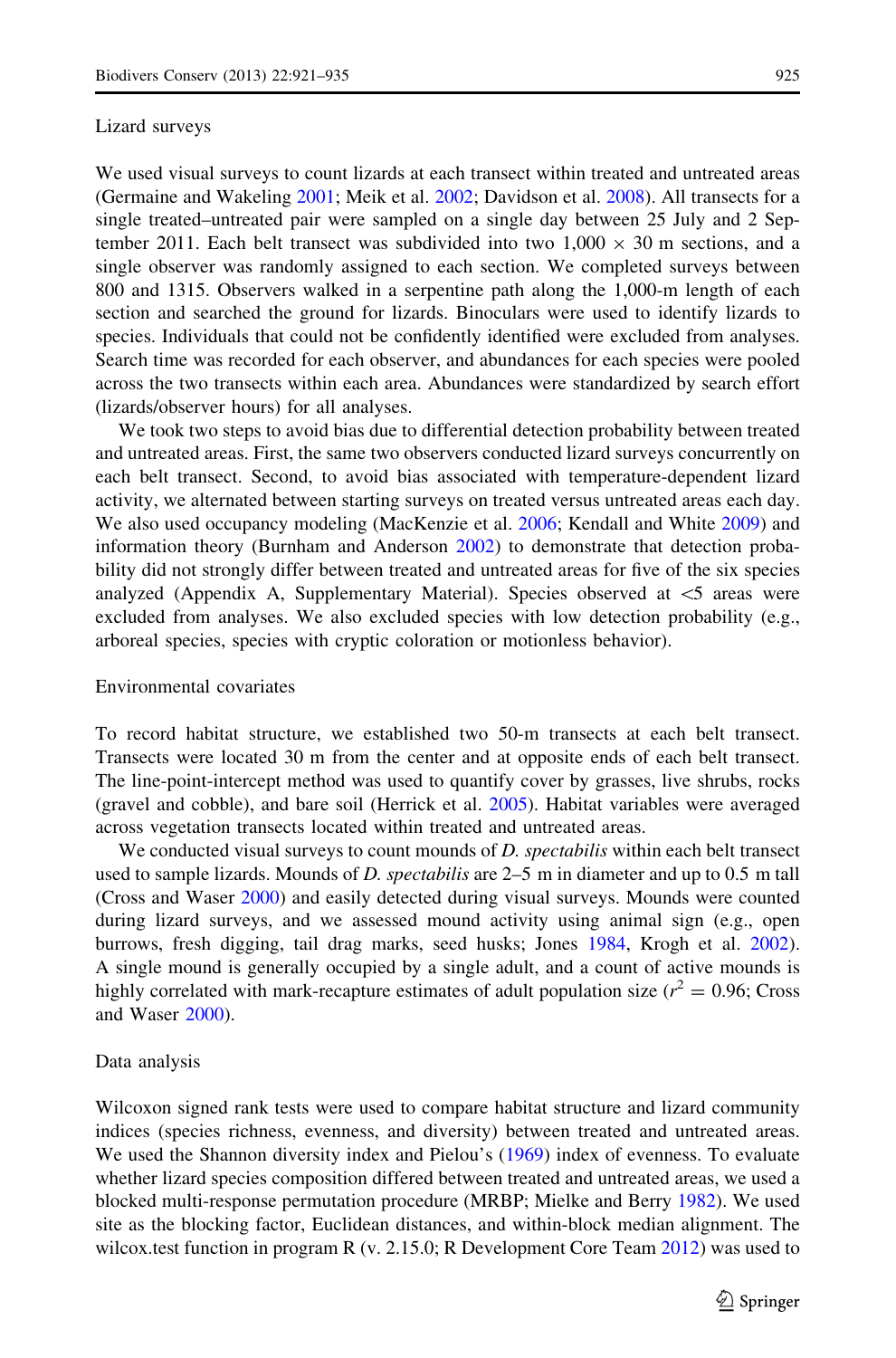### Lizard surveys

We used visual surveys to count lizards at each transect within treated and untreated areas (Germaine and Wakeling 2001; Meik et al. 2002; Davidson et al. 2008). All transects for a single treated–untreated pair were sampled on a single day between 25 July and 2 September 2011. Each belt transect was subdivided into two 1,000 $\times$ 30 m sections, and a single observer was randomly assigned to each section. We completed surveys between 800 and 1315. Observers walked in a serpentine path along the 1,000-m length of each section and searched the ground for lizards. Binoculars were used to identify lizards to species. Individuals that could not be confidently identified were excluded from analyses. Search time was recorded for each observer, and abundances for each species were pooled across the two transects within each area. Abundances were standardized by search effort (lizards/observer hours) for all analyses.

We took two steps to avoid bias due to differential detection probability between treated and untreated areas. First, the same two observers conducted lizard surveys concurrently on each belt transect. Second, to avoid bias associated with temperature-dependent lizard activity, we alternated between starting surveys on treated versus untreated areas each day. We also used occupancy modeling (MacKenzie et al. 2006; Kendall and White 2009) and information theory (Burnham and Anderson 2002) to demonstrate that detection probability did not strongly differ between treated and untreated areas for five of the six species analyzed (Appendix A, Supplementary Material). Species observed at <5 areas were excluded from analyses. We also excluded species with low detection probability (e.g., arboreal species, species with cryptic coloration or motionless behavior).

### Environmental covariates

To record habitat structure, we established two 50-m transects at each belt transect. Transects were located 30 m from the center and at opposite ends of each belt transect. The line-point-intercept method was used to quantify cover by grasses, live shrubs, rocks (gravel and cobble), and bare soil (Herrick et al. 2005). Habitat variables were averaged across vegetation transects located within treated and untreated areas.

We conducted visual surveys to count mounds of *D. spectabilis* within each belt transect used to sample lizards. Mounds of *D. spectabilis* are 2–5 m in diameter and up to 0.5 m tall (Cross and Waser 2000) and easily detected during visual surveys. Mounds were counted during lizard surveys, and we assessed mound activity using animal sign (e.g., open burrows, fresh digging, tail drag marks, seed husks; Jones 1984, Krogh et al. 2002). A single mound is generally occupied by a single adult, and a count of active mounds is highly correlated with mark-recapture estimates of adult population size ($r^2 = 0.96$; Cross and Waser 2000).

### Data analysis

Wilcoxon signed rank tests were used to compare habitat structure and lizard community indices (species richness, evenness, and diversity) between treated and untreated areas. We used the Shannon diversity index and Pielou's (1969) index of evenness. To evaluate whether lizard species composition differed between treated and untreated areas, we used a blocked multi-response permutation procedure (MRBP; Mielke and Berry 1982). We used site as the blocking factor, Euclidean distances, and within-block median alignment. The wilcox.test function in program R (v. 2.15.0; R Development Core Team 2012) was used to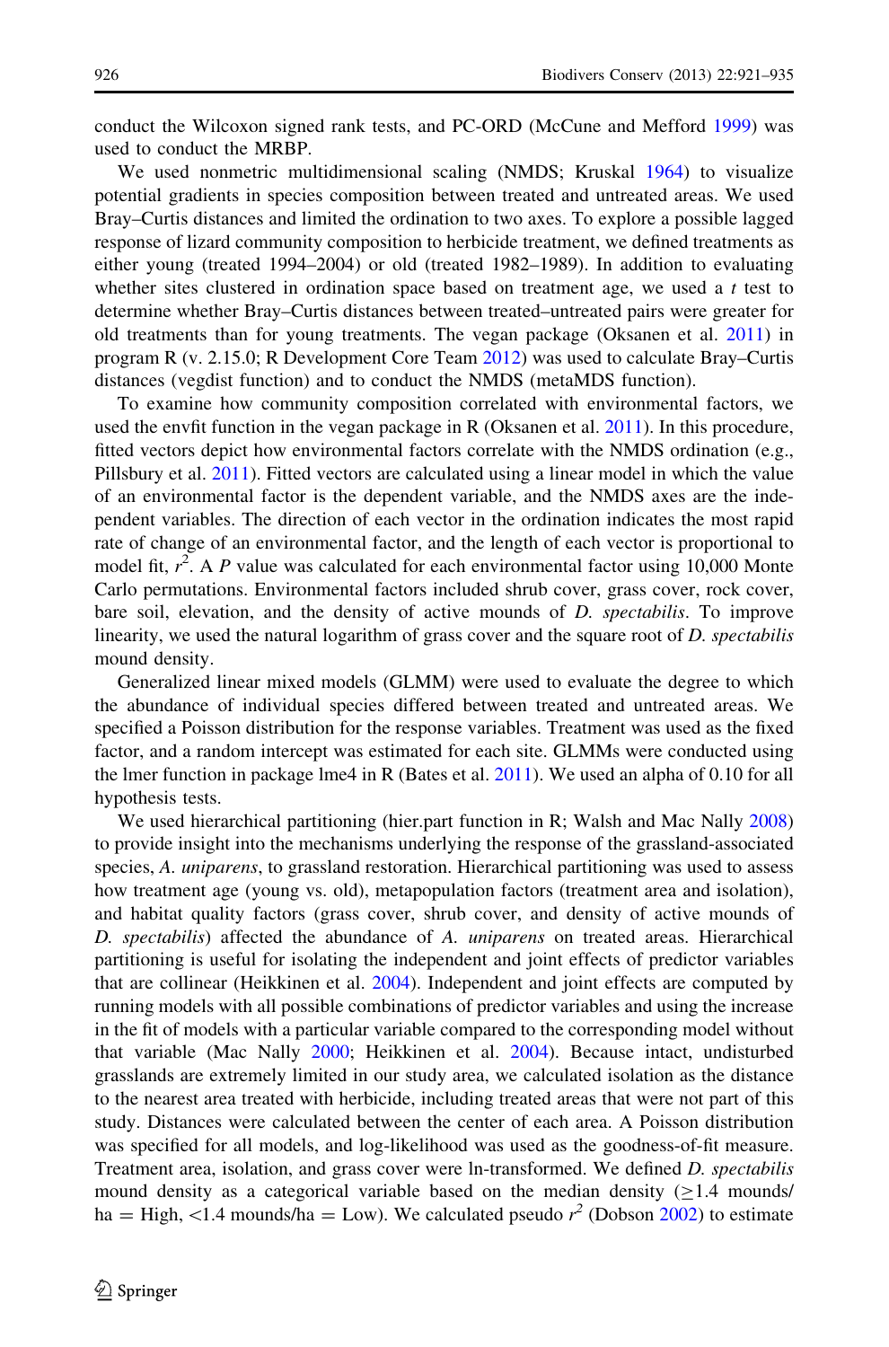conduct the Wilcoxon signed rank tests, and PC-ORD (McCune and Mefford 1999) was used to conduct the MRBP.

We used nonmetric multidimensional scaling (NMDS; Kruskal 1964) to visualize potential gradients in species composition between treated and untreated areas. We used Bray–Curtis distances and limited the ordination to two axes. To explore a possible lagged response of lizard community composition to herbicide treatment, we defined treatments as either young (treated 1994–2004) or old (treated 1982–1989). In addition to evaluating whether sites clustered in ordination space based on treatment age, we used a *t* test to determine whether Bray–Curtis distances between treated–untreated pairs were greater for old treatments than for young treatments. The vegan package (Oksanen et al. 2011) in program R (v. 2.15.0; R Development Core Team 2012) was used to calculate Bray–Curtis distances (vegdist function) and to conduct the NMDS (metaMDS function).

To examine how community composition correlated with environmental factors, we used the envfit function in the vegan package in R (Oksanen et al. 2011). In this procedure, fitted vectors depict how environmental factors correlate with the NMDS ordination (e.g., Pillsbury et al. 2011). Fitted vectors are calculated using a linear model in which the value of an environmental factor is the dependent variable, and the NMDS axes are the independent variables. The direction of each vector in the ordination indicates the most rapid rate of change of an environmental factor, and the length of each vector is proportional to model fit, $r^2$. A *P* value was calculated for each environmental factor using 10,000 Monte Carlo permutations. Environmental factors included shrub cover, grass cover, rock cover, bare soil, elevation, and the density of active mounds of *D. spectabilis*. To improve linearity, we used the natural logarithm of grass cover and the square root of *D. spectabilis* mound density.

Generalized linear mixed models (GLMM) were used to evaluate the degree to which the abundance of individual species differed between treated and untreated areas. We specified a Poisson distribution for the response variables. Treatment was used as the fixed factor, and a random intercept was estimated for each site. GLMMs were conducted using the lmer function in package lme4 in R (Bates et al. 2011). We used an alpha of 0.10 for all hypothesis tests.

We used hierarchical partitioning (hier.part function in R; Walsh and Mac Nally 2008) to provide insight into the mechanisms underlying the response of the grassland-associated species, *A. uniparens*, to grassland restoration. Hierarchical partitioning was used to assess how treatment age (young vs. old), metapopulation factors (treatment area and isolation), and habitat quality factors (grass cover, shrub cover, and density of active mounds of *D. spectabilis*) affected the abundance of *A. uniparens* on treated areas. Hierarchical partitioning is useful for isolating the independent and joint effects of predictor variables that are collinear (Heikkinen et al. 2004). Independent and joint effects are computed by running models with all possible combinations of predictor variables and using the increase in the fit of models with a particular variable compared to the corresponding model without that variable (Mac Nally 2000; Heikkinen et al. 2004). Because intact, undisturbed grasslands are extremely limited in our study area, we calculated isolation as the distance to the nearest area treated with herbicide, including treated areas that were not part of this study. Distances were calculated between the center of each area. A Poisson distribution was specified for all models, and log-likelihood was used as the goodness-of-fit measure. Treatment area, isolation, and grass cover were ln-transformed. We defined *D. spectabilis* mound density as a categorical variable based on the median density ($\geq$1.4 mounds/ha = High, <1.4 mounds/ha = Low). We calculated pseudo $r^2$ (Dobson 2002) to estimate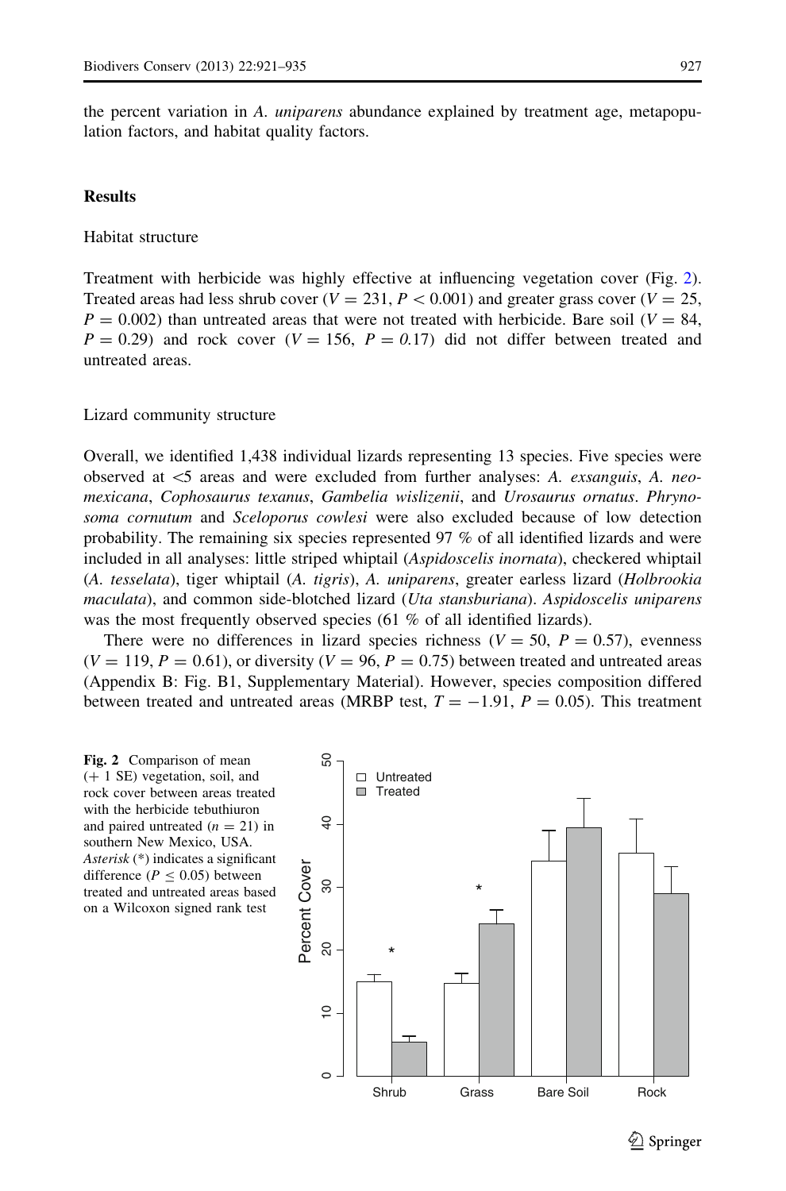the percent variation in *A. uniparens* abundance explained by treatment age, metapopulation factors, and habitat quality factors.

## Results

### Habitat structure

Treatment with herbicide was highly effective at influencing vegetation cover (Fig. 2). Treated areas had less shrub cover ($V = 231$, $P < 0.001$) and greater grass cover ($V = 25$, $P = 0.002$) than untreated areas that were not treated with herbicide. Bare soil ($V = 84$, $P = 0.29$) and rock cover ($V = 156$, $P = 0.17$) did not differ between treated and untreated areas.

### Lizard community structure

Overall, we identified 1,438 individual lizards representing 13 species. Five species were observed at <5 areas and were excluded from further analyses: *A. exsanguis*, *A. neomexicana*, *Cophosaurus texanus*, *Gambelia wislizenii*, and *Urosaurus ornatus*. *Phrynosoma cornutum* and *Sceloporus cowlesi* were also excluded because of low detection probability. The remaining six species represented 97 % of all identified lizards and were included in all analyses: little striped whiptail (*Aspidoscelis inornata*), checkered whiptail (*A. tesselata*), tiger whiptail (*A. tigris*), *A. uniparens*, greater earless lizard (*Holbrookia maculata*), and common side-blotched lizard (*Uta stansburiana*). *Aspidoscelis uniparens* was the most frequently observed species (61 % of all identified lizards).

There were no differences in lizard species richness ($V = 50$, $P = 0.57$), evenness ($V = 119$, $P = 0.61$), or diversity ($V = 96$, $P = 0.75$) between treated and untreated areas (Appendix B: Fig. B1, Supplementary Material). However, species composition differed between treated and untreated areas (MRBP test, $T = -1.91$, $P = 0.05$). This treatment

**Fig. 2** Comparison of mean (+ 1 SE) vegetation, soil, and rock cover between areas treated with the herbicide tebuthiuron and paired untreated ($n = 21$) in southern New Mexico, USA. *Asterisk* (*) indicates a significant difference ($P \leq 0.05$) between treated and untreated areas based on a Wilcoxon signed rank test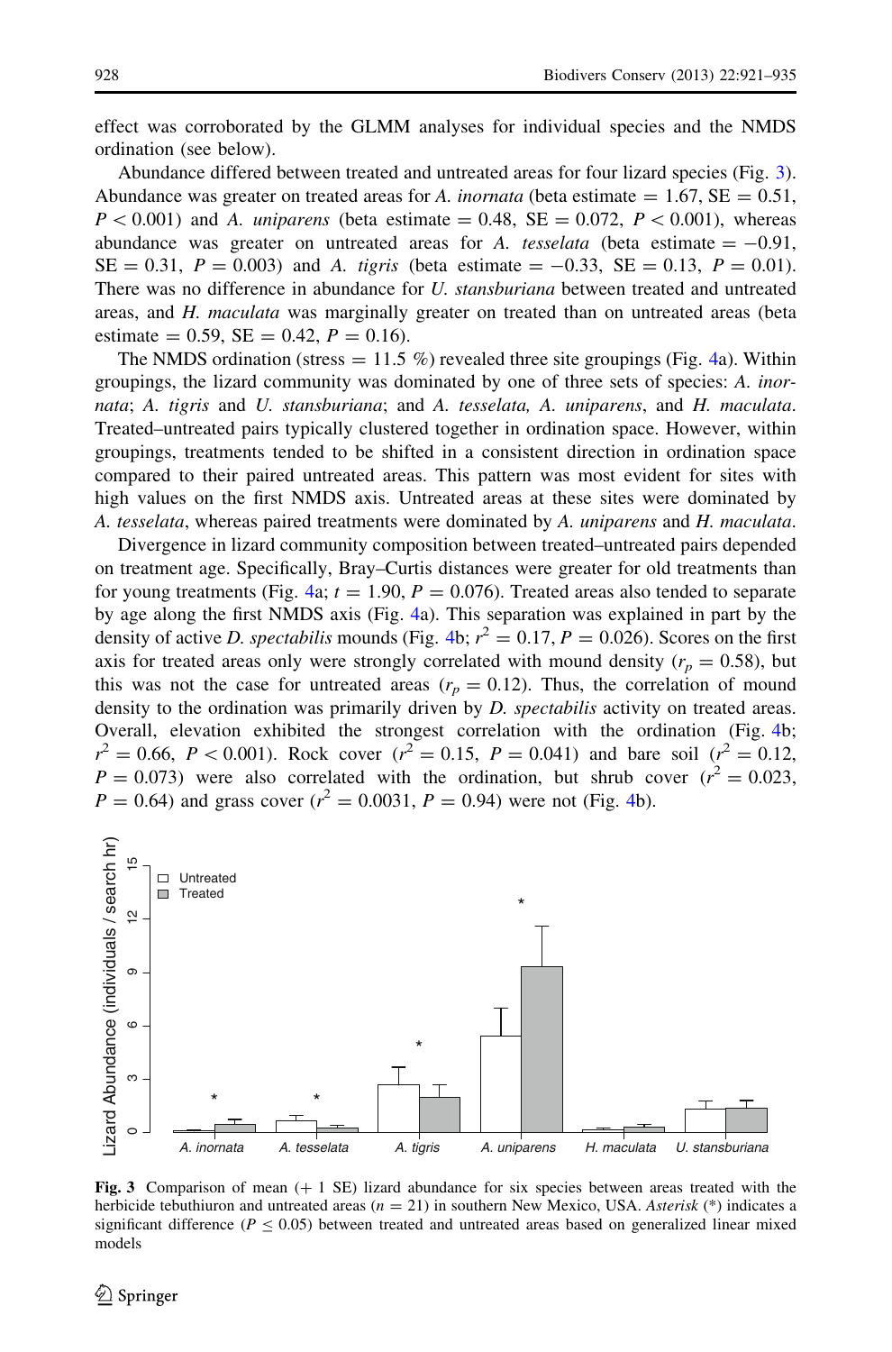effect was corroborated by the GLMM analyses for individual species and the NMDS ordination (see below).

Abundance differed between treated and untreated areas for four lizard species (Fig. 3). Abundance was greater on treated areas for *A. inornata* (beta estimate = 1.67, SE = 0.51, $P < 0.001$) and *A. uniparens* (beta estimate = 0.48, SE = 0.072, $P < 0.001$), whereas abundance was greater on untreated areas for *A. tesselata* (beta estimate = −0.91, SE = 0.31, $P = 0.003$) and *A. tigris* (beta estimate = −0.33, SE = 0.13, $P = 0.01$). There was no difference in abundance for *U. stansburiana* between treated and untreated areas, and *H. maculata* was marginally greater on treated than on untreated areas (beta estimate = 0.59, SE = 0.42, $P = 0.16$).

The NMDS ordination (stress = 11.5 %) revealed three site groupings (Fig. 4a). Within groupings, the lizard community was dominated by one of three sets of species: *A. inornata*; *A. tigris* and *U. stansburiana*; and *A. tesselata, A. uniparens*, and *H. maculata*. Treated–untreated pairs typically clustered together in ordination space. However, within groupings, treatments tended to be shifted in a consistent direction in ordination space compared to their paired untreated areas. This pattern was most evident for sites with high values on the first NMDS axis. Untreated areas at these sites were dominated by *A. tesselata*, whereas paired treatments were dominated by *A. uniparens* and *H. maculata*.

Divergence in lizard community composition between treated–untreated pairs depended on treatment age. Specifically, Bray–Curtis distances were greater for old treatments than for young treatments (Fig. 4a; $t = 1.90$, $P = 0.076$). Treated areas also tended to separate by age along the first NMDS axis (Fig. 4a). This separation was explained in part by the density of active *D. spectabilis* mounds (Fig. 4b; $r^2 = 0.17$, $P = 0.026$). Scores on the first axis for treated areas only were strongly correlated with mound density ($r_p = 0.58$), but this was not the case for untreated areas ($r_p = 0.12$). Thus, the correlation of mound density to the ordination was primarily driven by *D. spectabilis* activity on treated areas. Overall, elevation exhibited the strongest correlation with the ordination (Fig. 4b; $r^2 = 0.66$, $P < 0.001$). Rock cover ($r^2 = 0.15$, $P = 0.041$) and bare soil ($r^2 = 0.12$, $P = 0.073$) were also correlated with the ordination, but shrub cover ($r^2 = 0.023$, $P = 0.64$) and grass cover ($r^2 = 0.0031$, $P = 0.94$) were not (Fig. 4b).

**Fig. 3** Comparison of mean (+ 1 SE) lizard abundance for six species between areas treated with the herbicide tebuthiuron and untreated areas ($n = 21$) in southern New Mexico, USA. *Asterisk* (*) indicates a significant difference ($P \leq 0.05$) between treated and untreated areas based on generalized linear mixed models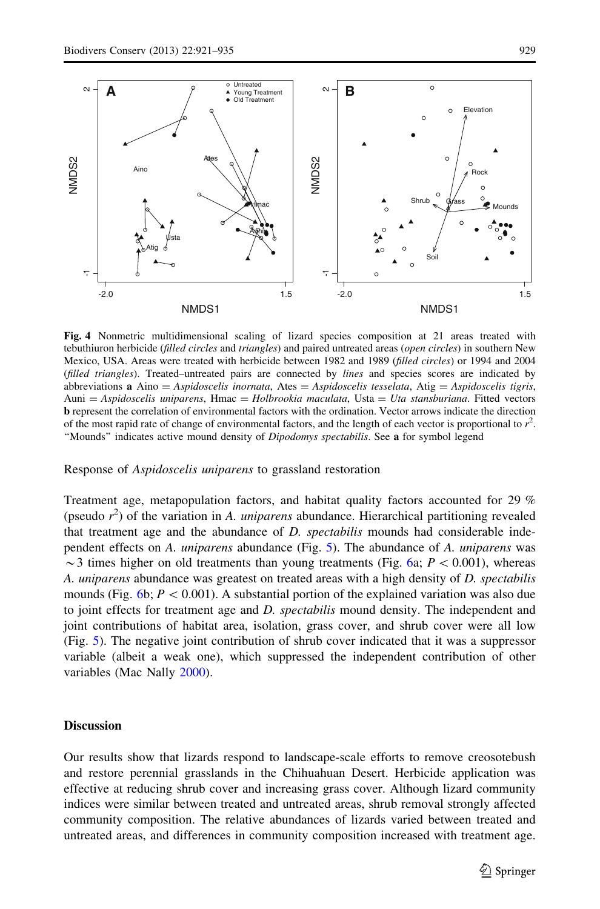**Fig. 4** Nonmetric multidimensional scaling of lizard species composition at 21 areas treated with tebuthiuron herbicide (*filled circles* and *triangles*) and paired untreated areas (*open circles*) in southern New Mexico, USA. Areas were treated with herbicide between 1982 and 1989 (*filled circles*) or 1994 and 2004 (*filled triangles*). Treated–untreated pairs are connected by *lines* and species scores are indicated by abbreviations **a** Aino = *Aspidoscelis inornata*, Ates = *Aspidoscelis tesselata*, Atig = *Aspidoscelis tigris*, Auni = *Aspidoscelis uniparens*, Hmac = *Holbrookia maculata*, Usta = *Uta stansburiana*. Fitted vectors **b** represent the correlation of environmental factors with the ordination. Vector arrows indicate the direction of the most rapid rate of change of environmental factors, and the length of each vector is proportional to $r^2$. "Mounds" indicates active mound density of *Dipodomys spectabilis*. See **a** for symbol legend

Response of *Aspidoscelis uniparens* to grassland restoration

Treatment age, metapopulation factors, and habitat quality factors accounted for 29 % (pseudo $r^2$) of the variation in *A. uniparens* abundance. Hierarchical partitioning revealed that treatment age and the abundance of *D. spectabilis* mounds had considerable independent effects on *A. uniparens* abundance (Fig. 5). The abundance of *A. uniparens* was $\sim$3 times higher on old treatments than young treatments (Fig. 6a; $P < 0.001$), whereas *A. uniparens* abundance was greatest on treated areas with a high density of *D. spectabilis* mounds (Fig. 6b; $P < 0.001$). A substantial portion of the explained variation was also due to joint effects for treatment age and *D. spectabilis* mound density. The independent and joint contributions of habitat area, isolation, grass cover, and shrub cover were all low (Fig. 5). The negative joint contribution of shrub cover indicated that it was a suppressor variable (albeit a weak one), which suppressed the independent contribution of other variables (Mac Nally 2000).

## Discussion

Our results show that lizards respond to landscape-scale efforts to remove creosotebush and restore perennial grasslands in the Chihuahuan Desert. Herbicide application was effective at reducing shrub cover and increasing grass cover. Although lizard community indices were similar between treated and untreated areas, shrub removal strongly affected community composition. The relative abundances of lizards varied between treated and untreated areas, and differences in community composition increased with treatment age.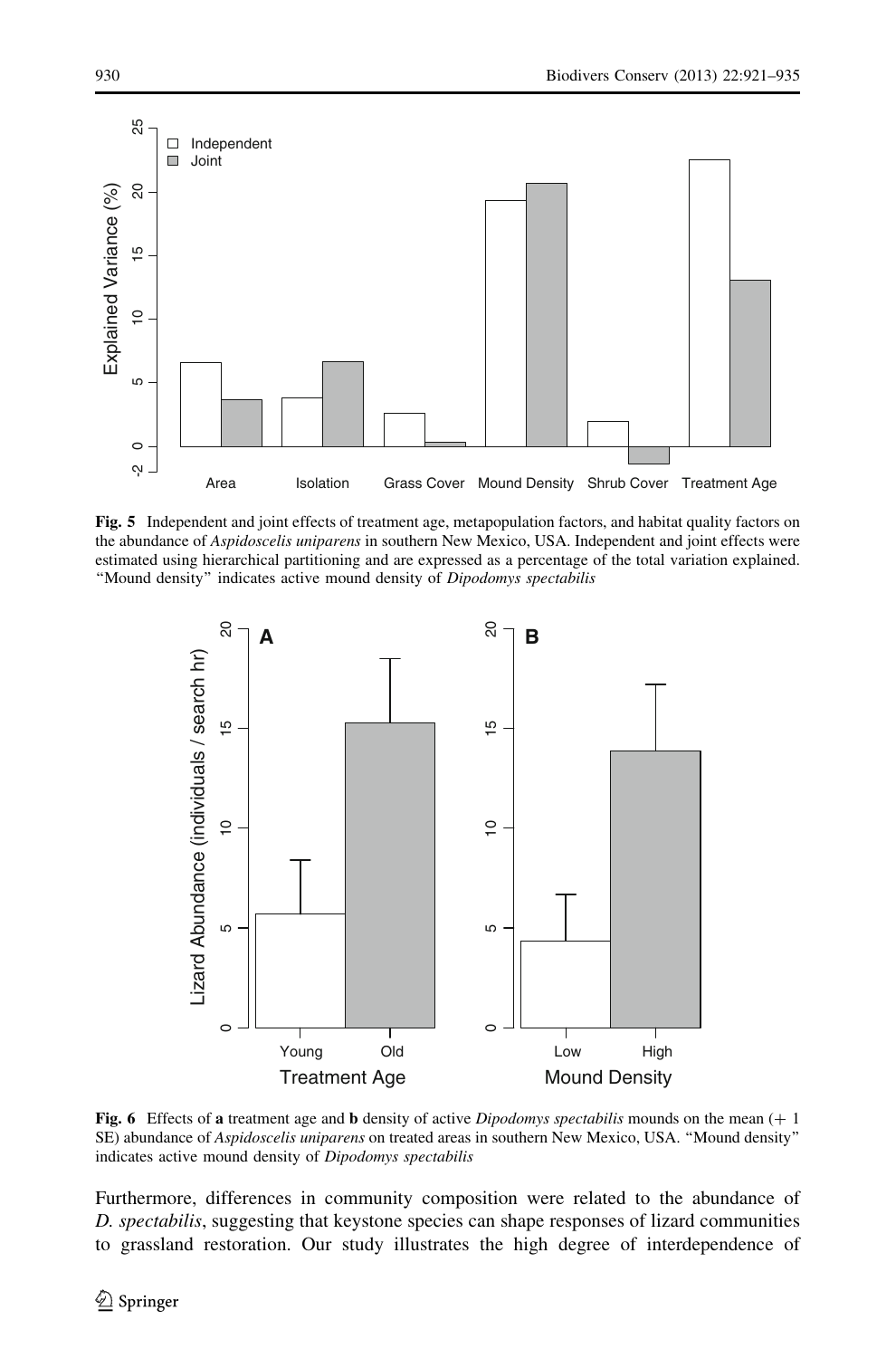**Fig. 5** Independent and joint effects of treatment age, metapopulation factors, and habitat quality factors on the abundance of *Aspidoscelis uniparens* in southern New Mexico, USA. Independent and joint effects were estimated using hierarchical partitioning and are expressed as a percentage of the total variation explained. "Mound density" indicates active mound density of *Dipodomys spectabilis*

**Fig. 6** Effects of **a** treatment age and **b** density of active *Dipodomys spectabilis* mounds on the mean (+ 1 SE) abundance of *Aspidoscelis uniparens* on treated areas in southern New Mexico, USA. "Mound density" indicates active mound density of *Dipodomys spectabilis*

Furthermore, differences in community composition were related to the abundance of *D. spectabilis*, suggesting that keystone species can shape responses of lizard communities to grassland restoration. Our study illustrates the high degree of interdependence of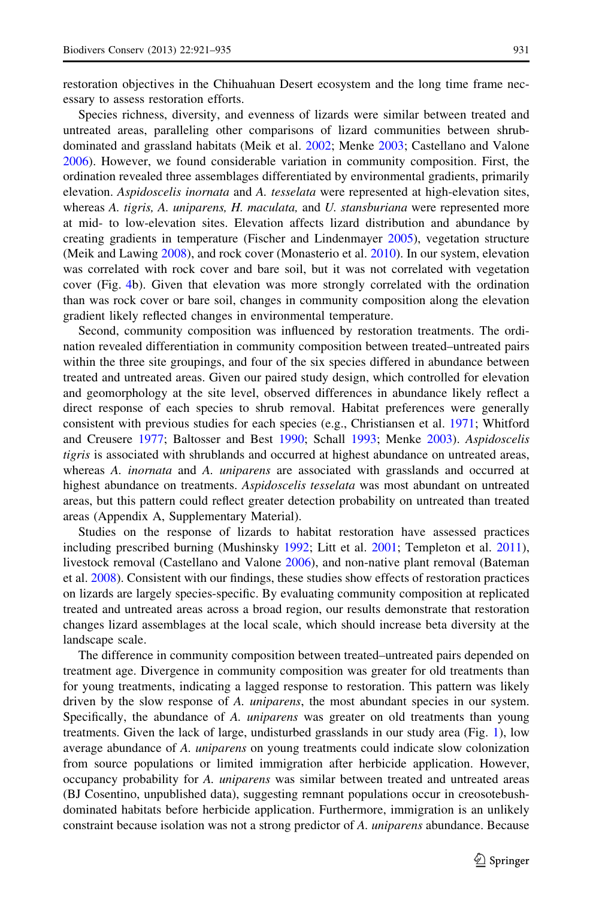restoration objectives in the Chihuahuan Desert ecosystem and the long time frame necessary to assess restoration efforts.

Species richness, diversity, and evenness of lizards were similar between treated and untreated areas, paralleling other comparisons of lizard communities between shrub-dominated and grassland habitats (Meik et al. 2002; Menke 2003; Castellano and Valone 2006). However, we found considerable variation in community composition. First, the ordination revealed three assemblages differentiated by environmental gradients, primarily elevation. *Aspidoscelis inornata* and *A. tesselata* were represented at high-elevation sites, whereas *A. tigris, A. uniparens, H. maculata,* and *U. stansburiana* were represented more at mid- to low-elevation sites. Elevation affects lizard distribution and abundance by creating gradients in temperature (Fischer and Lindenmayer 2005), vegetation structure (Meik and Lawing 2008), and rock cover (Monasterio et al. 2010). In our system, elevation was correlated with rock cover and bare soil, but it was not correlated with vegetation cover (Fig. 4b). Given that elevation was more strongly correlated with the ordination than was rock cover or bare soil, changes in community composition along the elevation gradient likely reflected changes in environmental temperature.

Second, community composition was influenced by restoration treatments. The ordination revealed differentiation in community composition between treated–untreated pairs within the three site groupings, and four of the six species differed in abundance between treated and untreated areas. Given our paired study design, which controlled for elevation and geomorphology at the site level, observed differences in abundance likely reflect a direct response of each species to shrub removal. Habitat preferences were generally consistent with previous studies for each species (e.g., Christiansen et al. 1971; Whitford and Creusere 1977; Baltosser and Best 1990; Schall 1993; Menke 2003). *Aspidoscelis tigris* is associated with shrublands and occurred at highest abundance on untreated areas, whereas *A. inornata* and *A. uniparens* are associated with grasslands and occurred at highest abundance on treatments. *Aspidoscelis tesselata* was most abundant on untreated areas, but this pattern could reflect greater detection probability on untreated than treated areas (Appendix A, Supplementary Material).

Studies on the response of lizards to habitat restoration have assessed practices including prescribed burning (Mushinsky 1992; Litt et al. 2001; Templeton et al. 2011), livestock removal (Castellano and Valone 2006), and non-native plant removal (Bateman et al. 2008). Consistent with our findings, these studies show effects of restoration practices on lizards are largely species-specific. By evaluating community composition at replicated treated and untreated areas across a broad region, our results demonstrate that restoration changes lizard assemblages at the local scale, which should increase beta diversity at the landscape scale.

The difference in community composition between treated–untreated pairs depended on treatment age. Divergence in community composition was greater for old treatments than for young treatments, indicating a lagged response to restoration. This pattern was likely driven by the slow response of *A. uniparens*, the most abundant species in our system. Specifically, the abundance of *A. uniparens* was greater on old treatments than young treatments. Given the lack of large, undisturbed grasslands in our study area (Fig. 1), low average abundance of *A. uniparens* on young treatments could indicate slow colonization from source populations or limited immigration after herbicide application. However, occupancy probability for *A. uniparens* was similar between treated and untreated areas (BJ Cosentino, unpublished data), suggesting remnant populations occur in creosotebush-dominated habitats before herbicide application. Furthermore, immigration is an unlikely constraint because isolation was not a strong predictor of *A. uniparens* abundance. Because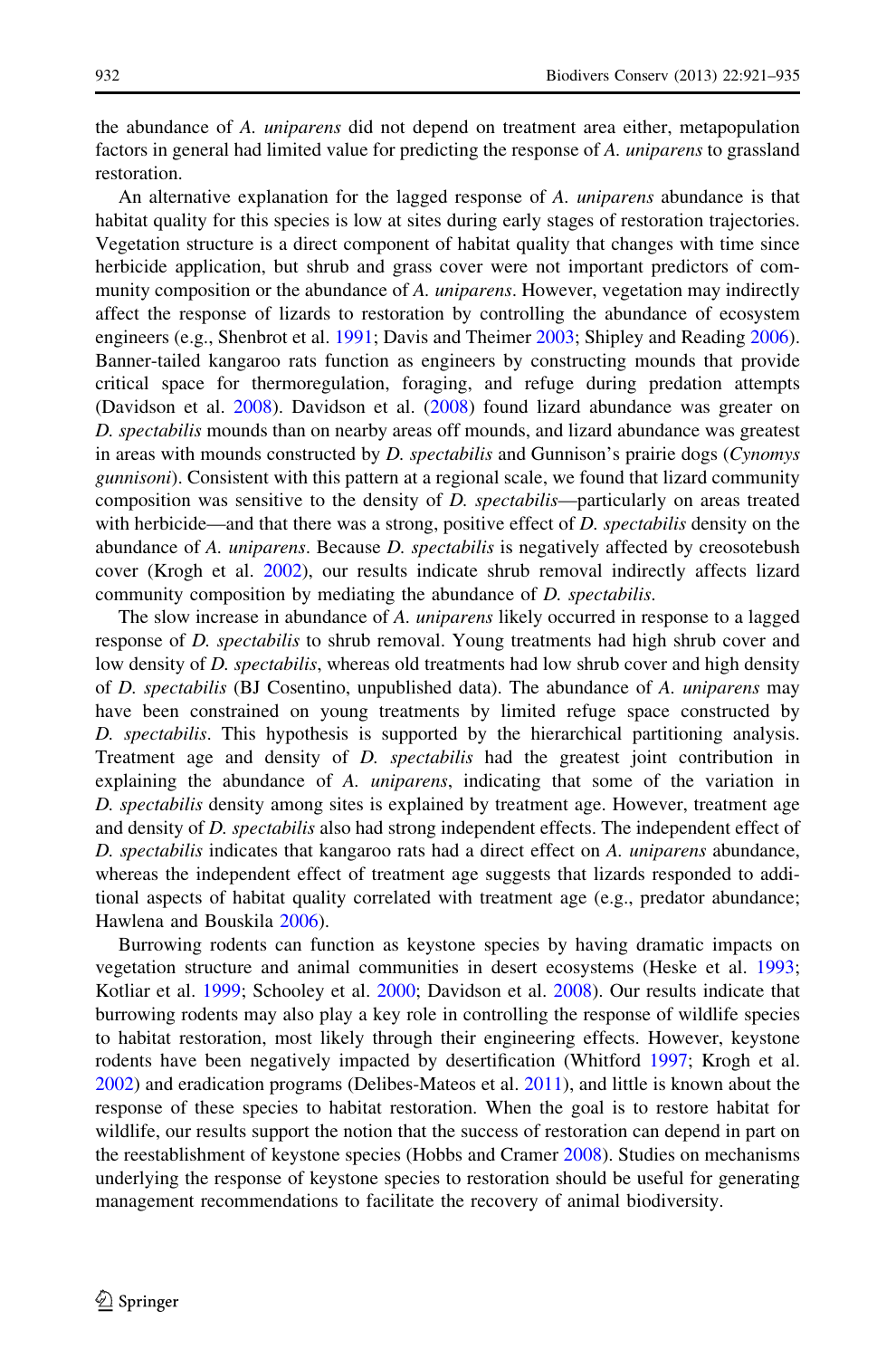the abundance of *A. uniparens* did not depend on treatment area either, metapopulation factors in general had limited value for predicting the response of *A. uniparens* to grassland restoration.

An alternative explanation for the lagged response of *A. uniparens* abundance is that habitat quality for this species is low at sites during early stages of restoration trajectories. Vegetation structure is a direct component of habitat quality that changes with time since herbicide application, but shrub and grass cover were not important predictors of community composition or the abundance of *A. uniparens*. However, vegetation may indirectly affect the response of lizards to restoration by controlling the abundance of ecosystem engineers (e.g., Shenbrot et al. 1991; Davis and Theimer 2003; Shipley and Reading 2006). Banner-tailed kangaroo rats function as engineers by constructing mounds that provide critical space for thermoregulation, foraging, and refuge during predation attempts (Davidson et al. 2008). Davidson et al. (2008) found lizard abundance was greater on *D. spectabilis* mounds than on nearby areas off mounds, and lizard abundance was greatest in areas with mounds constructed by *D. spectabilis* and Gunnison's prairie dogs (*Cynomys gunnisoni*). Consistent with this pattern at a regional scale, we found that lizard community composition was sensitive to the density of *D. spectabilis*—particularly on areas treated with herbicide—and that there was a strong, positive effect of *D. spectabilis* density on the abundance of *A. uniparens*. Because *D. spectabilis* is negatively affected by creosotebush cover (Krogh et al. 2002), our results indicate shrub removal indirectly affects lizard community composition by mediating the abundance of *D. spectabilis*.

The slow increase in abundance of *A. uniparens* likely occurred in response to a lagged response of *D. spectabilis* to shrub removal. Young treatments had high shrub cover and low density of *D. spectabilis*, whereas old treatments had low shrub cover and high density of *D. spectabilis* (BJ Cosentino, unpublished data). The abundance of *A. uniparens* may have been constrained on young treatments by limited refuge space constructed by *D. spectabilis*. This hypothesis is supported by the hierarchical partitioning analysis. Treatment age and density of *D. spectabilis* had the greatest joint contribution in explaining the abundance of *A. uniparens*, indicating that some of the variation in *D. spectabilis* density among sites is explained by treatment age. However, treatment age and density of *D. spectabilis* also had strong independent effects. The independent effect of *D. spectabilis* indicates that kangaroo rats had a direct effect on *A. uniparens* abundance, whereas the independent effect of treatment age suggests that lizards responded to additional aspects of habitat quality correlated with treatment age (e.g., predator abundance; Hawlena and Bouskila 2006).

Burrowing rodents can function as keystone species by having dramatic impacts on vegetation structure and animal communities in desert ecosystems (Heske et al. 1993; Kotliar et al. 1999; Schooley et al. 2000; Davidson et al. 2008). Our results indicate that burrowing rodents may also play a key role in controlling the response of wildlife species to habitat restoration, most likely through their engineering effects. However, keystone rodents have been negatively impacted by desertification (Whitford 1997; Krogh et al. 2002) and eradication programs (Delibes-Mateos et al. 2011), and little is known about the response of these species to habitat restoration. When the goal is to restore habitat for wildlife, our results support the notion that the success of restoration can depend in part on the reestablishment of keystone species (Hobbs and Cramer 2008). Studies on mechanisms underlying the response of keystone species to restoration should be useful for generating management recommendations to facilitate the recovery of animal biodiversity.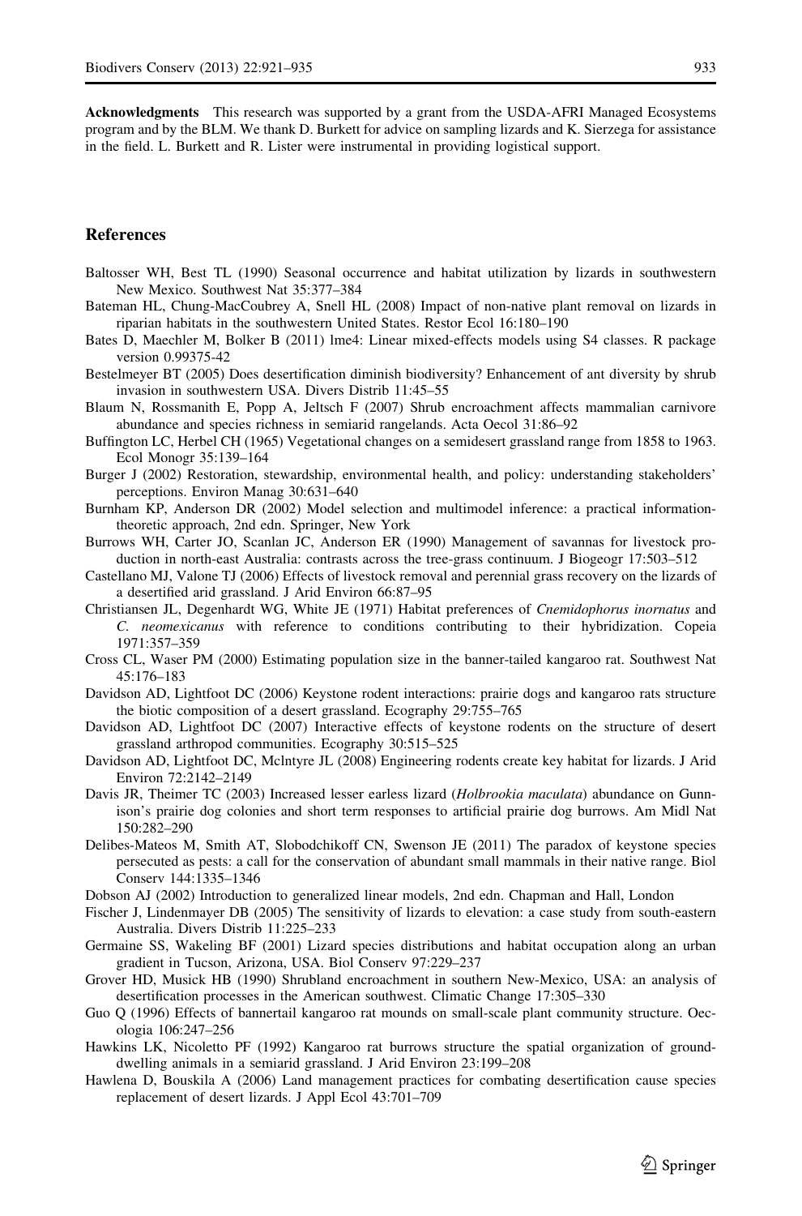**Acknowledgments** This research was supported by a grant from the USDA-AFRI Managed Ecosystems program and by the BLM. We thank D. Burkett for advice on sampling lizards and K. Sierzega for assistance in the field. L. Burkett and R. Lister were instrumental in providing logistical support.

## References

Baltosser WH, Best TL (1990) Seasonal occurrence and habitat utilization by lizards in southwestern New Mexico. Southwest Nat 35:377–384

Bateman HL, Chung-MacCoubrey A, Snell HL (2008) Impact of non-native plant removal on lizards in riparian habitats in the southwestern United States. Restor Ecol 16:180–190

Bates D, Maechler M, Bolker B (2011) lme4: Linear mixed-effects models using S4 classes. R package version 0.99375-42

Bestelmeyer BT (2005) Does desertification diminish biodiversity? Enhancement of ant diversity by shrub invasion in southwestern USA. Divers Distrib 11:45–55

Blaum N, Rossmanith E, Popp A, Jeltsch F (2007) Shrub encroachment affects mammalian carnivore abundance and species richness in semiarid rangelands. Acta Oecol 31:86–92

Buffington LC, Herbel CH (1965) Vegetational changes on a semidesert grassland range from 1858 to 1963. Ecol Monogr 35:139–164

Burger J (2002) Restoration, stewardship, environmental health, and policy: understanding stakeholders' perceptions. Environ Manag 30:631–640

Burnham KP, Anderson DR (2002) Model selection and multimodel inference: a practical information-theoretic approach, 2nd edn. Springer, New York

Burrows WH, Carter JO, Scanlan JC, Anderson ER (1990) Management of savannas for livestock production in north-east Australia: contrasts across the tree-grass continuum. J Biogeogr 17:503–512

Castellano MJ, Valone TJ (2006) Effects of livestock removal and perennial grass recovery on the lizards of a desertified arid grassland. J Arid Environ 66:87–95

Christiansen JL, Degenhardt WG, White JE (1971) Habitat preferences of *Cnemidophorus inornatus* and *C. neomexicanus* with reference to conditions contributing to their hybridization. Copeia 1971:357–359

Cross CL, Waser PM (2000) Estimating population size in the banner-tailed kangaroo rat. Southwest Nat 45:176–183

Davidson AD, Lightfoot DC (2006) Keystone rodent interactions: prairie dogs and kangaroo rats structure the biotic composition of a desert grassland. Ecography 29:755–765

Davidson AD, Lightfoot DC (2007) Interactive effects of keystone rodents on the structure of desert grassland arthropod communities. Ecography 30:515–525

Davidson AD, Lightfoot DC, McIntyre JL (2008) Engineering rodents create key habitat for lizards. J Arid Environ 72:2142–2149

Davis JR, Theimer TC (2003) Increased lesser earless lizard (*Holbrookia maculata*) abundance on Gunnison's prairie dog colonies and short term responses to artificial prairie dog burrows. Am Midl Nat 150:282–290

Delibes-Mateos M, Smith AT, Slobodchikoff CN, Swenson JE (2011) The paradox of keystone species persecuted as pests: a call for the conservation of abundant small mammals in their native range. Biol Conserv 144:1335–1346

Dobson AJ (2002) Introduction to generalized linear models, 2nd edn. Chapman and Hall, London

Fischer J, Lindenmayer DB (2005) The sensitivity of lizards to elevation: a case study from south-eastern Australia. Divers Distrib 11:225–233

Germaine SS, Wakeling BF (2001) Lizard species distributions and habitat occupation along an urban gradient in Tucson, Arizona, USA. Biol Conserv 97:229–237

Grover HD, Musick HB (1990) Shrubland encroachment in southern New-Mexico, USA: an analysis of desertification processes in the American southwest. Climatic Change 17:305–330

Guo Q (1996) Effects of bannertail kangaroo rat mounds on small-scale plant community structure. Oecologia 106:247–256

Hawkins LK, Nicoletto PF (1992) Kangaroo rat burrows structure the spatial organization of ground-dwelling animals in a semiarid grassland. J Arid Environ 23:199–208

Hawlena D, Bouskila A (2006) Land management practices for combating desertification cause species replacement of desert lizards. J Appl Ecol 43:701–709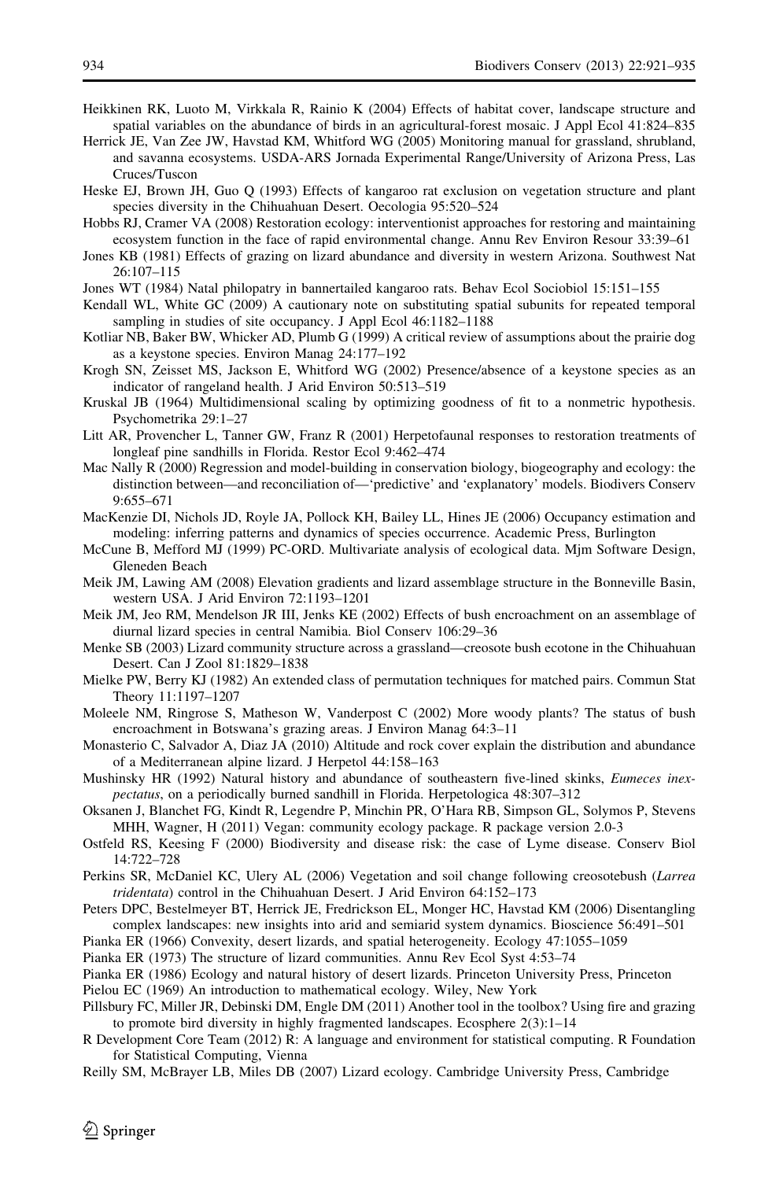Heikkinen RK, Luoto M, Virkkala R, Rainio K (2004) Effects of habitat cover, landscape structure and spatial variables on the abundance of birds in an agricultural-forest mosaic. J Appl Ecol 41:824–835

Herrick JE, Van Zee JW, Havstad KM, Whitford WG (2005) Monitoring manual for grassland, shrubland, and savanna ecosystems. USDA-ARS Jornada Experimental Range/University of Arizona Press, Las Cruces/Tuscon

Heske EJ, Brown JH, Guo Q (1993) Effects of kangaroo rat exclusion on vegetation structure and plant species diversity in the Chihuahuan Desert. Oecologia 95:520–524

Hobbs RJ, Cramer VA (2008) Restoration ecology: interventionist approaches for restoring and maintaining ecosystem function in the face of rapid environmental change. Annu Rev Environ Resour 33:39–61

Jones KB (1981) Effects of grazing on lizard abundance and diversity in western Arizona. Southwest Nat 26:107–115

Jones WT (1984) Natal philopatry in bannertailed kangaroo rats. Behav Ecol Sociobiol 15:151–155

Kendall WL, White GC (2009) A cautionary note on substituting spatial subunits for repeated temporal sampling in studies of site occupancy. J Appl Ecol 46:1182–1188

Kotliar NB, Baker BW, Whicker AD, Plumb G (1999) A critical review of assumptions about the prairie dog as a keystone species. Environ Manag 24:177–192

Krogh SN, Zeisset MS, Jackson E, Whitford WG (2002) Presence/absence of a keystone species as an indicator of rangeland health. J Arid Environ 50:513–519

Kruskal JB (1964) Multidimensional scaling by optimizing goodness of fit to a nonmetric hypothesis. Psychometrika 29:1–27

Litt AR, Provencher L, Tanner GW, Franz R (2001) Herpetofaunal responses to restoration treatments of longleaf pine sandhills in Florida. Restor Ecol 9:462–474

Mac Nally R (2000) Regression and model-building in conservation biology, biogeography and ecology: the distinction between—and reconciliation of—'predictive' and 'explanatory' models. Biodivers Conserv 9:655–671

MacKenzie DI, Nichols JD, Royle JA, Pollock KH, Bailey LL, Hines JE (2006) Occupancy estimation and modeling: inferring patterns and dynamics of species occurrence. Academic Press, Burlington

McCune B, Mefford MJ (1999) PC-ORD. Multivariate analysis of ecological data. Mjm Software Design, Gleneden Beach

Meik JM, Lawing AM (2008) Elevation gradients and lizard assemblage structure in the Bonneville Basin, western USA. J Arid Environ 72:1193–1201

Meik JM, Jeo RM, Mendelson JR III, Jenks KE (2002) Effects of bush encroachment on an assemblage of diurnal lizard species in central Namibia. Biol Conserv 106:29–36

Menke SB (2003) Lizard community structure across a grassland—creosote bush ecotone in the Chihuahuan Desert. Can J Zool 81:1829–1838

Mielke PW, Berry KJ (1982) An extended class of permutation techniques for matched pairs. Commun Stat Theory 11:1197–1207

Moleele NM, Ringrose S, Matheson W, Vanderpost C (2002) More woody plants? The status of bush encroachment in Botswana's grazing areas. J Environ Manag 64:3–11

Monasterio C, Salvador A, Diaz JA (2010) Altitude and rock cover explain the distribution and abundance of a Mediterranean alpine lizard. J Herpetol 44:158–163

Mushinsky HR (1992) Natural history and abundance of southeastern five-lined skinks, *Eumeces inexpectatus*, on a periodically burned sandhill in Florida. Herpetologica 48:307–312

Oksanen J, Blanchet FG, Kindt R, Legendre P, Minchin PR, O'Hara RB, Simpson GL, Solymos P, Stevens MHH, Wagner, H (2011) Vegan: community ecology package. R package version 2.0-3

Ostfeld RS, Keesing F (2000) Biodiversity and disease risk: the case of Lyme disease. Conserv Biol 14:722–728

Perkins SR, McDaniel KC, Ulery AL (2006) Vegetation and soil change following creosotebush (*Larrea tridentata*) control in the Chihuahuan Desert. J Arid Environ 64:152–173

Peters DPC, Bestelmeyer BT, Herrick JE, Fredrickson EL, Monger HC, Havstad KM (2006) Disentangling complex landscapes: new insights into arid and semiarid system dynamics. Bioscience 56:491–501

Pianka ER (1966) Convexity, desert lizards, and spatial heterogeneity. Ecology 47:1055–1059

Pianka ER (1973) The structure of lizard communities. Annu Rev Ecol Syst 4:53–74

Pianka ER (1986) Ecology and natural history of desert lizards. Princeton University Press, Princeton

Pielou EC (1969) An introduction to mathematical ecology. Wiley, New York

Pillsbury FC, Miller JR, Debinski DM, Engle DM (2011) Another tool in the toolbox? Using fire and grazing to promote bird diversity in highly fragmented landscapes. Ecosphere 2(3):1–14

R Development Core Team (2012) R: A language and environment for statistical computing. R Foundation for Statistical Computing, Vienna

Reilly SM, McBrayer LB, Miles DB (2007) Lizard ecology. Cambridge University Press, Cambridge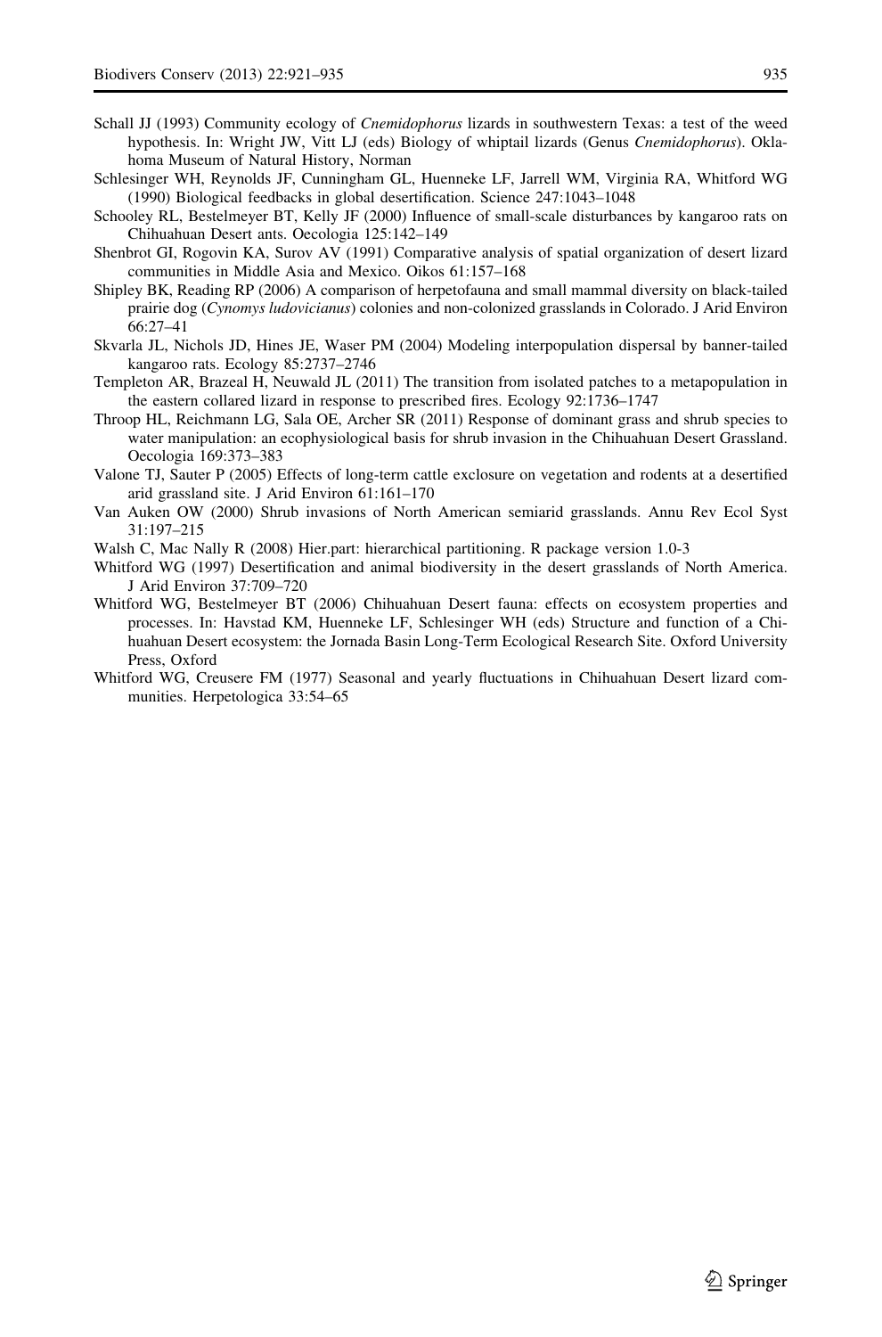Schall JJ (1993) Community ecology of *Cnemidophorus* lizards in southwestern Texas: a test of the weed hypothesis. In: Wright JW, Vitt LJ (eds) Biology of whiptail lizards (Genus *Cnemidophorus*). Oklahoma Museum of Natural History, Norman

Schlesinger WH, Reynolds JF, Cunningham GL, Huenneke LF, Jarrell WM, Virginia RA, Whitford WG (1990) Biological feedbacks in global desertification. Science 247:1043–1048

Schooley RL, Bestelmeyer BT, Kelly JF (2000) Influence of small-scale disturbances by kangaroo rats on Chihuahuan Desert ants. Oecologia 125:142–149

Shenbrot GI, Rogovin KA, Surov AV (1991) Comparative analysis of spatial organization of desert lizard communities in Middle Asia and Mexico. Oikos 61:157–168

Shipley BK, Reading RP (2006) A comparison of herpetofauna and small mammal diversity on black-tailed prairie dog (*Cynomys ludovicianus*) colonies and non-colonized grasslands in Colorado. J Arid Environ 66:27–41

Skvarla JL, Nichols JD, Hines JE, Waser PM (2004) Modeling interpopulation dispersal by banner-tailed kangaroo rats. Ecology 85:2737–2746

Templeton AR, Brazeal H, Neuwald JL (2011) The transition from isolated patches to a metapopulation in the eastern collared lizard in response to prescribed fires. Ecology 92:1736–1747

Throop HL, Reichmann LG, Sala OE, Archer SR (2011) Response of dominant grass and shrub species to water manipulation: an ecophysiological basis for shrub invasion in the Chihuahuan Desert Grassland. Oecologia 169:373–383

Valone TJ, Sauter P (2005) Effects of long-term cattle exclosure on vegetation and rodents at a desertified arid grassland site. J Arid Environ 61:161–170

Van Auken OW (2000) Shrub invasions of North American semiarid grasslands. Annu Rev Ecol Syst 31:197–215

Walsh C, Mac Nally R (2008) Hier.part: hierarchical partitioning. R package version 1.0-3

Whitford WG (1997) Desertification and animal biodiversity in the desert grasslands of North America. J Arid Environ 37:709–720

Whitford WG, Bestelmeyer BT (2006) Chihuahuan Desert fauna: effects on ecosystem properties and processes. In: Havstad KM, Huenneke LF, Schlesinger WH (eds) Structure and function of a Chihuahuan Desert ecosystem: the Jornada Basin Long-Term Ecological Research Site. Oxford University Press, Oxford

Whitford WG, Creusere FM (1977) Seasonal and yearly fluctuations in Chihuahuan Desert lizard communities. Herpetologica 33:54–65